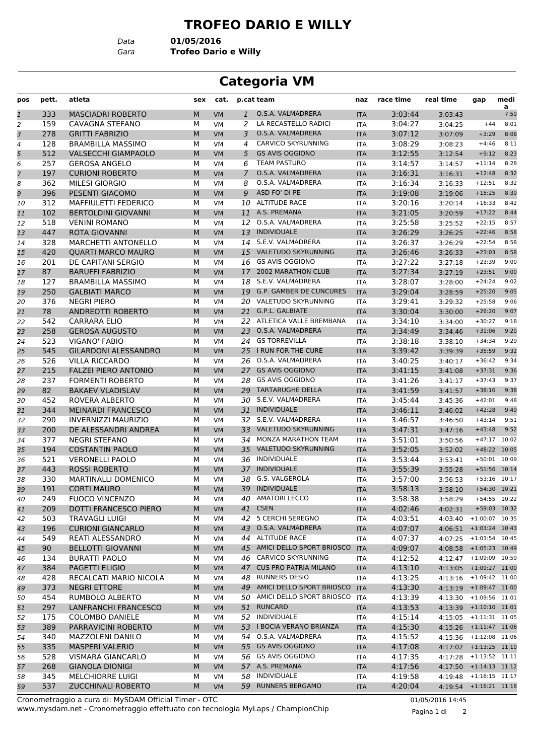# TROFEO DARIO E WILLY

Data **01/05/2016**
Gara **Trofeo Dario e Willy**

## Categoria VM

| pos | pett. | atleta | sex | cat. | p.cat | team | naz | race time | real time | gap | media |
|---|---|---|---|---|---|---|---|---|---|---|---|
| 1 | 333 | MASCIADRI ROBERTO | M | VM | 1 | O.S.A. VALMADRERA | ITA | 3:03:44 | 3:03:43 | | 7:59 |
| 2 | 159 | CAVAGNA STEFANO | M | VM | 2 | LA RECASTELLO RADICI | ITA | 3:04:27 | 3:04:25 | +44 | 8:01 |
| 3 | 278 | GRITTI FABRIZIO | M | VM | 3 | O.S.A. VALMADRERA | ITA | 3:07:12 | 3:07:09 | +3:29 | 8:08 |
| 4 | 128 | BRAMBILLA MASSIMO | M | VM | 4 | CARVICO SKYRUNNING | ITA | 3:08:29 | 3:08:23 | +4:46 | 8:11 |
| 5 | 512 | VALSECCHI GIAMPAOLO | M | VM | 5 | GS AVIS OGGIONO | ITA | 3:12:55 | 3:12:54 | +9:12 | 8:23 |
| 6 | 257 | GEROSA ANGELO | M | VM | 6 | TEAM PASTURO | ITA | 3:14:57 | 3:14:57 | +11:14 | 8:28 |
| 7 | 197 | CURIONI ROBERTO | M | VM | 7 | O.S.A. VALMADRERA | ITA | 3:16:31 | 3:16:31 | +12:48 | 8:32 |
| 8 | 362 | MILESI GIORGIO | M | VM | 8 | O.S.A. VALMADRERA | ITA | 3:16:34 | 3:16:33 | +12:51 | 8:32 |
| 9 | 396 | PESENTI GIACOMO | M | VM | 9 | ASD FO' DI PE | ITA | 3:19:08 | 3:19:06 | +15:25 | 8:39 |
| 10 | 312 | MAFFIULETTI FEDERICO | M | VM | 10 | ALTITUDE RACE | ITA | 3:20:16 | 3:20:14 | +16:33 | 8:42 |
| 11 | 102 | BERTOLDINI GIOVANNI | M | VM | 11 | A.S. PREMANA | ITA | 3:21:05 | 3:20:59 | +17:22 | 8:44 |
| 12 | 518 | VENINI ROMANO | M | VM | 12 | O.S.A. VALMADRERA | ITA | 3:25:58 | 3:25:52 | +22:15 | 8:57 |
| 13 | 447 | ROTA GIOVANNI | M | VM | 13 | INDIVIDUALE | ITA | 3:26:29 | 3:26:25 | +22:46 | 8:58 |
| 14 | 328 | MARCHETTI ANTONELLO | M | VM | 14 | S.E.V. VALMADRERA | ITA | 3:26:37 | 3:26:29 | +22:54 | 8:58 |
| 15 | 420 | QUARTI MARCO MAURO | M | VM | 15 | VALETUDO SKYRUNNING | ITA | 3:26:46 | 3:26:33 | +23:03 | 8:58 |
| 16 | 201 | DE CAPITANI SERGIO | M | VM | 16 | GS AVIS OGGIONO | ITA | 3:27:22 | 3:27:18 | +23:39 | 9:00 |
| 17 | 87 | BARUFFI FABRIZIO | M | VM | 17 | 2002 MARATHON CLUB | ITA | 3:27:34 | 3:27:19 | +23:51 | 9:00 |
| 18 | 127 | BRAMBILLA MASSIMO | M | VM | 18 | S.E.V. VALMADRERA | ITA | 3:28:07 | 3:28:00 | +24:24 | 9:02 |
| 19 | 250 | GALBIATI MARCO | M | VM | 19 | G.P. GAMBER DE CUNCURES | ITA | 3:29:04 | 3:28:59 | +25:20 | 9:05 |
| 20 | 376 | NEGRI PIERO | M | VM | 20 | VALETUDO SKYRUNNING | ITA | 3:29:41 | 3:29:32 | +25:58 | 9:06 |
| 21 | 78 | ANDREOTTI ROBERTO | M | VM | 21 | G.P.L. GALBIATE | ITA | 3:30:04 | 3:30:00 | +26:20 | 9:07 |
| 22 | 542 | CARRARA ELIO | M | VM | 22 | ATLETICA VALLE BREMBANA | ITA | 3:34:10 | 3:34:00 | +30:27 | 9:18 |
| 23 | 258 | GEROSA AUGUSTO | M | VM | 23 | O.S.A. VALMADRERA | ITA | 3:34:49 | 3:34:46 | +31:06 | 9:20 |
| 24 | 523 | VIGANO' FABIO | M | VM | 24 | GS TORREVILLA | ITA | 3:38:18 | 3:38:10 | +34:34 | 9:29 |
| 25 | 545 | GILARDONI ALESSANDRO | M | VM | 25 | I RUN FOR THE CURE | ITA | 3:39:42 | 3:39:39 | +35:59 | 9:32 |
| 26 | 526 | VILLA RICCARDO | M | VM | 26 | O.S.A. VALMADRERA | ITA | 3:40:25 | 3:40:17 | +36:42 | 9:34 |
| 27 | 215 | FALZEI PIERO ANTONIO | M | VM | 27 | GS AVIS OGGIONO | ITA | 3:41:15 | 3:41:08 | +37:31 | 9:36 |
| 28 | 237 | FORMENTI ROBERTO | M | VM | 28 | GS AVIS OGGIONO | ITA | 3:41:26 | 3:41:17 | +37:43 | 9:37 |
| 29 | 82 | BAKAEV VLADISLAV | M | VM | 29 | TARTARUGHE DELLA | ITA | 3:41:59 | 3:41:57 | +38:16 | 9:38 |
| 30 | 452 | ROVERA ALBERTO | M | VM | 30 | S.E.V. VALMADRERA | ITA | 3:45:44 | 3:45:36 | +42:01 | 9:48 |
| 31 | 344 | MEINARDI FRANCESCO | M | VM | 31 | INDIVIDUALE | ITA | 3:46:11 | 3:46:02 | +42:28 | 9:49 |
| 32 | 290 | INVERNIZZI MAURIZIO | M | VM | 32 | S.E.V. VALMADRERA | ITA | 3:46:57 | 3:46:50 | +43:14 | 9:51 |
| 33 | 200 | DE ALESSANDRI ANDREA | M | VM | 33 | VALETUDO SKYRUNNING | ITA | 3:47:31 | 3:47:16 | +43:48 | 9:52 |
| 34 | 377 | NEGRI STEFANO | M | VM | 34 | MONZA MARATHON TEAM | ITA | 3:51:01 | 3:50:56 | +47:17 | 10:02 |
| 35 | 194 | COSTANTIN PAOLO | M | VM | 35 | VALETUDO SKYRUNNING | ITA | 3:52:05 | 3:52:02 | +48:22 | 10:05 |
| 36 | 521 | VERONELLI PAOLO | M | VM | 36 | INDIVIDUALE | ITA | 3:53:44 | 3:53:41 | +50:01 | 10:09 |
| 37 | 443 | ROSSI ROBERTO | M | VM | 37 | INDIVIDUALE | ITA | 3:55:39 | 3:55:28 | +51:56 | 10:14 |
| 38 | 330 | MARTINALLI DOMENICO | M | VM | 38 | G.S. VALGEROLA | ITA | 3:57:00 | 3:56:53 | +53:16 | 10:17 |
| 39 | 191 | CORTI MAURO | M | VM | 39 | INDIVIDUALE | ITA | 3:58:13 | 3:58:10 | +54:30 | 10:21 |
| 40 | 249 | FUOCO VINCENZO | M | VM | 40 | AMATORI LECCO | ITA | 3:58:38 | 3:58:29 | +54:55 | 10:22 |
| 41 | 209 | DOTTI FRANCESCO PIERO | M | VM | 41 | CSEN | ITA | 4:02:46 | 4:02:31 | +59:03 | 10:32 |
| 42 | 503 | TRAVAGLI LUIGI | M | VM | 42 | 5 CERCHI SEREGNO | ITA | 4:03:51 | 4:03:40 | +1:00:07 | 10:35 |
| 43 | 196 | CURIONI GIANCARLO | M | VM | 43 | O.S.A. VALMADRERA | ITA | 4:07:07 | 4:06:51 | +1:03:24 | 10:43 |
| 44 | 549 | REATI ALESSANDRO | M | VM | 44 | ALTITUDE RACE | ITA | 4:07:37 | 4:07:25 | +1:03:54 | 10:45 |
| 45 | 90 | BELLOTTI GIOVANNI | M | VM | 45 | AMICI DELLO SPORT BRIOSCO | ITA | 4:09:07 | 4:08:58 | +1:05:23 | 10:49 |
| 46 | 134 | BURATTI PAOLO | M | VM | 46 | CARVICO SKYRUNNING | ITA | 4:12:52 | 4:12:47 | +1:09:09 | 10:59 |
| 47 | 384 | PAGETTI ELIGIO | M | VM | 47 | CUS PRO PATRIA MILANO | ITA | 4:13:10 | 4:13:05 | +1:09:27 | 11:00 |
| 48 | 428 | RECALCATI MARIO NICOLA | M | VM | 48 | RUNNERS DESIO | ITA | 4:13:25 | 4:13:16 | +1:09:42 | 11:00 |
| 49 | 373 | NEGRI ETTORE | M | VM | 49 | AMICI DELLO SPORT BRIOSCO | ITA | 4:13:30 | 4:13:19 | +1:09:47 | 11:00 |
| 50 | 454 | RUMBOLO ALBERTO | M | VM | 50 | AMICI DELLO SPORT BRIOSCO | ITA | 4:13:39 | 4:13:30 | +1:09:56 | 11:01 |
| 51 | 297 | LANFRANCHI FRANCESCO | M | VM | 51 | RUNCARD | ITA | 4:13:53 | 4:13:39 | +1:10:10 | 11:01 |
| 52 | 175 | COLOMBO DANIELE | M | VM | 52 | INDIVIDUALE | ITA | 4:15:14 | 4:15:05 | +1:11:31 | 11:05 |
| 53 | 389 | PARRAVICINI ROBERTO | M | VM | 53 | I BOCIA VERANO BRIANZA | ITA | 4:15:30 | 4:15:26 | +1:11:47 | 11:06 |
| 54 | 340 | MAZZOLENI DANILO | M | VM | 54 | O.S.A. VALMADRERA | ITA | 4:15:52 | 4:15:36 | +1:12:08 | 11:06 |
| 55 | 335 | MASPERI VALERIO | M | VM | 55 | GS AVIS OGGIONO | ITA | 4:17:08 | 4:17:02 | +1:13:25 | 11:10 |
| 56 | 528 | VISMARA GIANCARLO | M | VM | 56 | GS AVIS OGGIONO | ITA | 4:17:35 | 4:17:28 | +1:13:52 | 11:11 |
| 57 | 268 | GIANOLA DIONIGI | M | VM | 57 | A.S. PREMANA | ITA | 4:17:56 | 4:17:50 | +1:14:13 | 11:12 |
| 58 | 345 | MELCHIORRE LUIGI | M | VM | 58 | INDIVIDUALE | ITA | 4:19:58 | 4:19:48 | +1:16:15 | 11:17 |
| 59 | 537 | ZUCCHINALI ROBERTO | M | VM | 59 | RUNNERS BERGAMO | ITA | 4:20:04 | 4:19:54 | +1:16:21 | 11:18 |

Cronometraggio a cura di: MySDAM Official Timer - OTC
www.mysdam.net - Cronometraggio effettuato con tecnologia MyLaps / ChampionChip

01/05/2016 14:45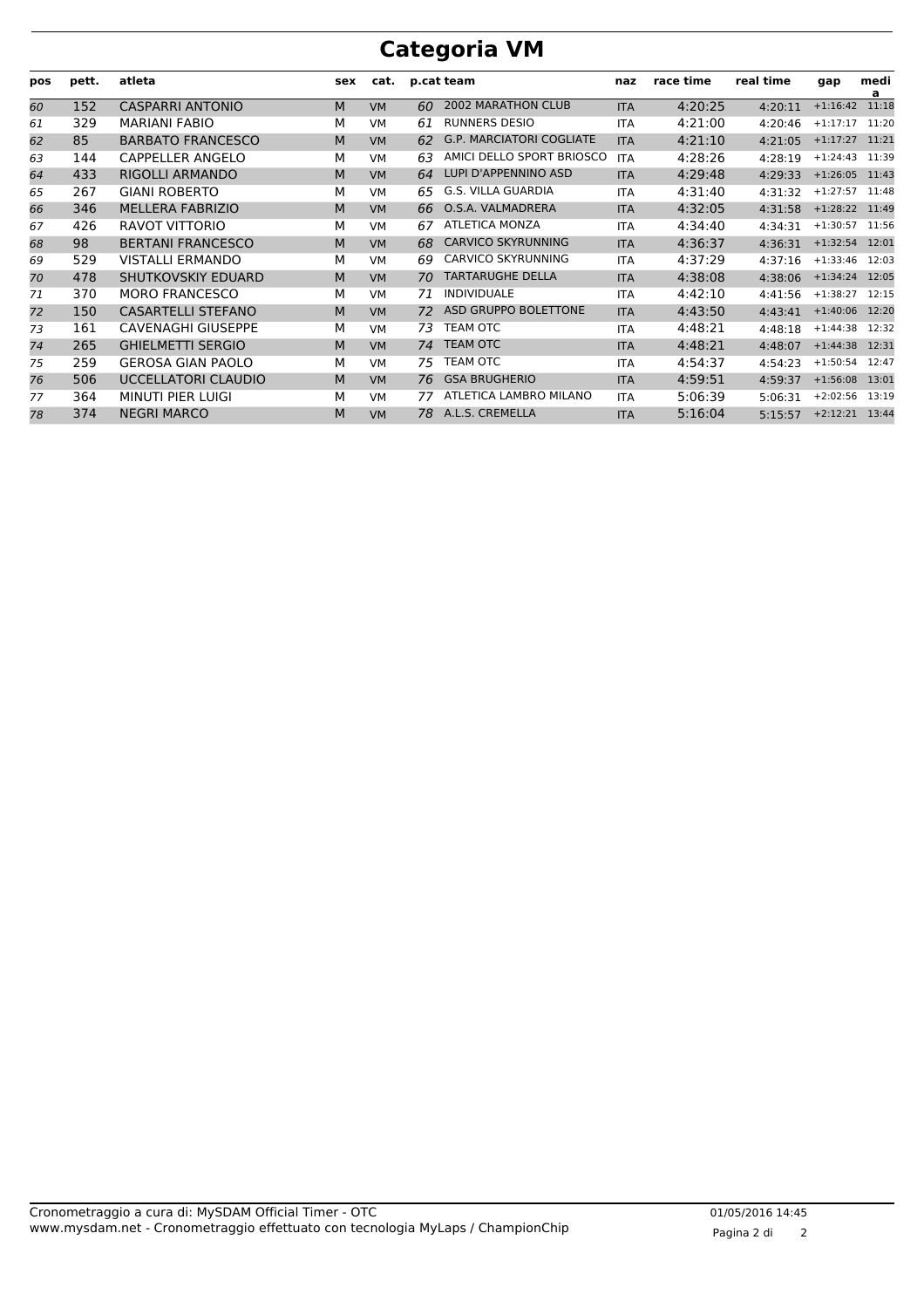# Categoria VM

| pos | pett. | atleta | sex | cat. | p.cat | team | naz | race time | real time | gap | media |
|---|---|---|---|---|---|---|---|---|---|---|---|
| 60 | 152 | CASPARRI ANTONIO | M | VM | 60 | 2002 MARATHON CLUB | ITA | 4:20:25 | 4:20:11 | +1:16:42 | 11:18 |
| 61 | 329 | MARIANI FABIO | M | VM | 61 | RUNNERS DESIO | ITA | 4:21:00 | 4:20:46 | +1:17:17 | 11:20 |
| 62 | 85 | BARBATO FRANCESCO | M | VM | 62 | G.P. MARCIATORI COGLIATE | ITA | 4:21:10 | 4:21:05 | +1:17:27 | 11:21 |
| 63 | 144 | CAPPELLER ANGELO | M | VM | 63 | AMICI DELLO SPORT BRIOSCO | ITA | 4:28:26 | 4:28:19 | +1:24:43 | 11:39 |
| 64 | 433 | RIGOLLI ARMANDO | M | VM | 64 | LUPI D'APPENNINO ASD | ITA | 4:29:48 | 4:29:33 | +1:26:05 | 11:43 |
| 65 | 267 | GIANI ROBERTO | M | VM | 65 | G.S. VILLA GUARDIA | ITA | 4:31:40 | 4:31:32 | +1:27:57 | 11:48 |
| 66 | 346 | MELLERA FABRIZIO | M | VM | 66 | O.S.A. VALMADRERA | ITA | 4:32:05 | 4:31:58 | +1:28:22 | 11:49 |
| 67 | 426 | RAVOT VITTORIO | M | VM | 67 | ATLETICA MONZA | ITA | 4:34:40 | 4:34:31 | +1:30:57 | 11:56 |
| 68 | 98 | BERTANI FRANCESCO | M | VM | 68 | CARVICO SKYRUNNING | ITA | 4:36:37 | 4:36:31 | +1:32:54 | 12:01 |
| 69 | 529 | VISTALLI ERMANDO | M | VM | 69 | CARVICO SKYRUNNING | ITA | 4:37:29 | 4:37:16 | +1:33:46 | 12:03 |
| 70 | 478 | SHUTKOVSKIY EDUARD | M | VM | 70 | TARTARUGHE DELLA | ITA | 4:38:08 | 4:38:06 | +1:34:24 | 12:05 |
| 71 | 370 | MORO FRANCESCO | M | VM | 71 | INDIVIDUALE | ITA | 4:42:10 | 4:41:56 | +1:38:27 | 12:15 |
| 72 | 150 | CASARTELLI STEFANO | M | VM | 72 | ASD GRUPPO BOLETTONE | ITA | 4:43:50 | 4:43:41 | +1:40:06 | 12:20 |
| 73 | 161 | CAVENAGHI GIUSEPPE | M | VM | 73 | TEAM OTC | ITA | 4:48:21 | 4:48:18 | +1:44:38 | 12:32 |
| 74 | 265 | GHIELMETTI SERGIO | M | VM | 74 | TEAM OTC | ITA | 4:48:21 | 4:48:07 | +1:44:38 | 12:31 |
| 75 | 259 | GEROSA GIAN PAOLO | M | VM | 75 | TEAM OTC | ITA | 4:54:37 | 4:54:23 | +1:50:54 | 12:47 |
| 76 | 506 | UCCELLATORI CLAUDIO | M | VM | 76 | GSA BRUGHERIO | ITA | 4:59:51 | 4:59:37 | +1:56:08 | 13:01 |
| 77 | 364 | MINUTI PIER LUIGI | M | VM | 77 | ATLETICA LAMBRO MILANO | ITA | 5:06:39 | 5:06:31 | +2:02:56 | 13:19 |
| 78 | 374 | NEGRI MARCO | M | VM | 78 | A.L.S. CREMELLA | ITA | 5:16:04 | 5:15:57 | +2:12:21 | 13:44 |

Cronometraggio a cura di: MySDAM Official Timer - OTC
www.mysdam.net - Cronometraggio effettuato con tecnologia MyLaps / ChampionChip

01/05/2016 14:45